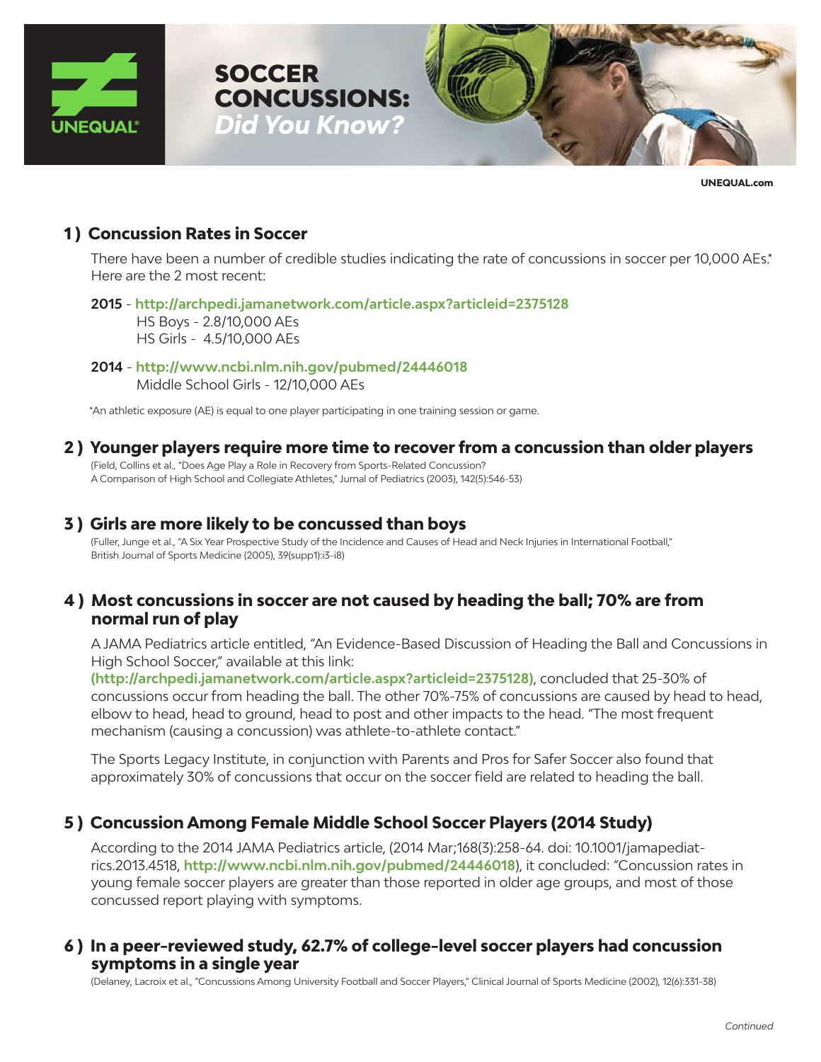# SOCCER CONCUSSIONS: *Did You Know?*

UNEQUAL®

UNEQUAL.com

## 1 ) Concussion Rates in Soccer

There have been a number of credible studies indicating the rate of concussions in soccer per 10,000 AEs.* Here are the 2 most recent:

**2015** - **http://archpedi.jamanetwork.com/article.aspx?articleid=2375128**
HS Boys - 2.8/10,000 AEs
HS Girls - 4.5/10,000 AEs

**2014** - **http://www.ncbi.nlm.nih.gov/pubmed/24446018**
Middle School Girls - 12/10,000 AEs

*An athletic exposure (AE) is equal to one player participating in one training session or game.

## 2 ) Younger players require more time to recover from a concussion than older players

(Field, Collins et al., "Does Age Play a Role in Recovery from Sports-Related Concussion? A Comparison of High School and Collegiate Athletes," Jurnal of Pediatrics (2003), 142(5):546-53)

## 3 ) Girls are more likely to be concussed than boys

(Fuller, Junge et al., "A Six Year Prospective Study of the Incidence and Causes of Head and Neck Injuries in International Football," British Journal of Sports Medicine (2005), 39(supp1):i3-i8)

## 4 ) Most concussions in soccer are not caused by heading the ball; 70% are from normal run of play

A JAMA Pediatrics article entitled, "An Evidence-Based Discussion of Heading the Ball and Concussions in High School Soccer," available at this link: **(http://archpedi.jamanetwork.com/article.aspx?articleid=2375128)**, concluded that 25-30% of concussions occur from heading the ball. The other 70%-75% of concussions are caused by head to head, elbow to head, head to ground, head to post and other impacts to the head. "The most frequent mechanism (causing a concussion) was athlete-to-athlete contact."

The Sports Legacy Institute, in conjunction with Parents and Pros for Safer Soccer also found that approximately 30% of concussions that occur on the soccer field are related to heading the ball.

## 5 ) Concussion Among Female Middle School Soccer Players (2014 Study)

According to the 2014 JAMA Pediatrics article, (2014 Mar;168(3):258-64. doi: 10.1001/jamapediatrics.2013.4518, **http://www.ncbi.nlm.nih.gov/pubmed/24446018**), it concluded: "Concussion rates in young female soccer players are greater than those reported in older age groups, and most of those concussed report playing with symptoms.

## 6 ) In a peer-reviewed study, 62.7% of college-level soccer players had concussion symptoms in a single year

(Delaney, Lacroix et al., "Concussions Among University Football and Soccer Players," Clinical Journal of Sports Medicine (2002), 12(6):331-38)

*Continued*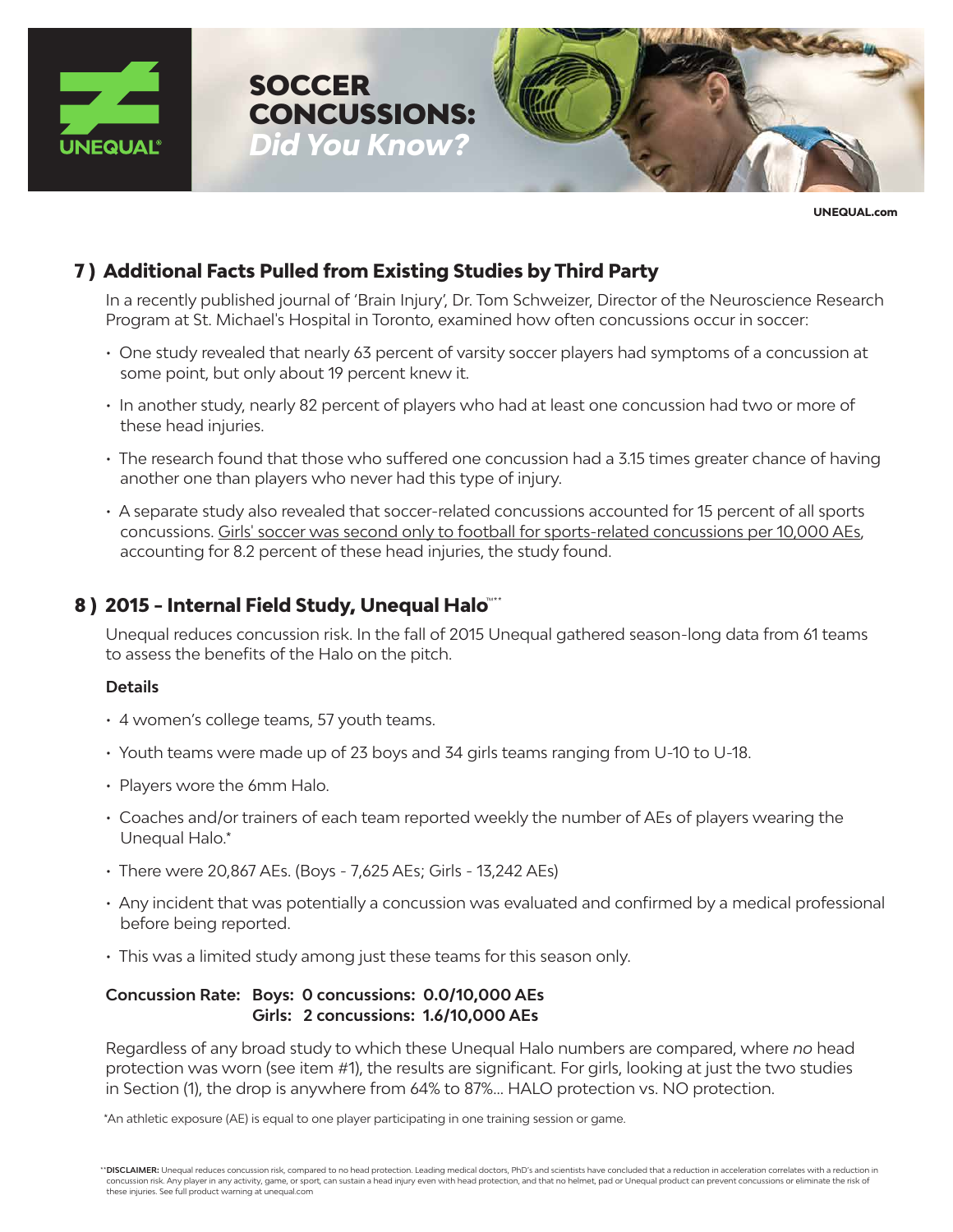# SOCCER CONCUSSIONS: *Did You Know?*

UNEQUAL.com

## 7 ) Additional Facts Pulled from Existing Studies by Third Party

In a recently published journal of 'Brain Injury', Dr. Tom Schweizer, Director of the Neuroscience Research Program at St. Michael's Hospital in Toronto, examined how often concussions occur in soccer:

- One study revealed that nearly 63 percent of varsity soccer players had symptoms of a concussion at some point, but only about 19 percent knew it.
- In another study, nearly 82 percent of players who had at least one concussion had two or more of these head injuries.
- The research found that those who suffered one concussion had a 3.15 times greater chance of having another one than players who never had this type of injury.
- A separate study also revealed that soccer-related concussions accounted for 15 percent of all sports concussions. <u>Girls' soccer was second only to football for sports-related concussions per 10,000 AEs</u>, accounting for 8.2 percent of these head injuries, the study found.

## 8 ) 2015 - Internal Field Study, Unequal Halo™**

Unequal reduces concussion risk. In the fall of 2015 Unequal gathered season-long data from 61 teams to assess the benefits of the Halo on the pitch.

**Details**

- 4 women's college teams, 57 youth teams.
- Youth teams were made up of 23 boys and 34 girls teams ranging from U-10 to U-18.
- Players wore the 6mm Halo.
- Coaches and/or trainers of each team reported weekly the number of AEs of players wearing the Unequal Halo.*
- There were 20,867 AEs. (Boys - 7,625 AEs; Girls - 13,242 AEs)
- Any incident that was potentially a concussion was evaluated and confirmed by a medical professional before being reported.
- This was a limited study among just these teams for this season only.

**Concussion Rate: Boys: 0 concussions: 0.0/10,000 AEs**
**Girls: 2 concussions: 1.6/10,000 AEs**

Regardless of any broad study to which these Unequal Halo numbers are compared, where *no* head protection was worn (see item #1), the results are significant. For girls, looking at just the two studies in Section (1), the drop is anywhere from 64% to 87%... HALO protection vs. NO protection.

*An athletic exposure (AE) is equal to one player participating in one training session or game.

**DISCLAIMER: Unequal reduces concussion risk, compared to no head protection. Leading medical doctors, PhD's and scientists have concluded that a reduction in acceleration correlates with a reduction in concussion risk. Any player in any activity, game, or sport, can sustain a head injury even with head protection, and that no helmet, pad or Unequal product can prevent concussions or eliminate the risk of these injuries. See full product warning at unequal.com